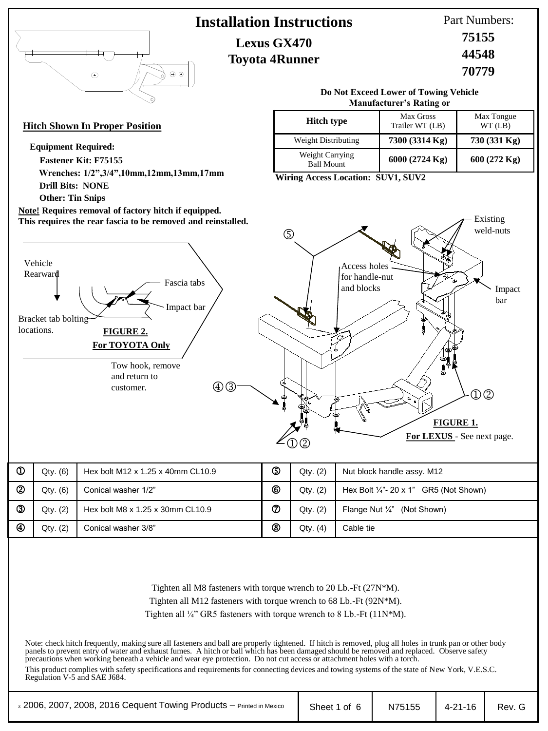# Installation Instructions

**Lexus GX470**
**Toyota 4Runner**

Part Numbers:
**75155**
**44548**
**70779**

**Hitch Shown In Proper Position**

**Do Not Exceed Lower of Towing Vehicle Manufacturer's Rating or**

| Hitch type | Max Gross Trailer WT (LB) | Max Tongue WT (LB) |
|---|---|---|
| Weight Distributing | **7300 (3314 Kg)** | **730 (331 Kg)** |
| Weight Carrying Ball Mount | **6000 (2724 Kg)** | **600 (272 Kg)** |

**Wiring Access Location: SUV1, SUV2**

**Equipment Required:**

- **Fastener Kit: F75155**
- **Wrenches: 1/2",3/4",10mm,12mm,13mm,17mm**
- **Drill Bits: NONE**
- **Other: Tin Snips**

**Note!** **Requires removal of factory hitch if equipped. This requires the rear fascia to be removed and reinstalled.**

Vehicle Rearward

Fascia tabs

Impact bar

Bracket tab bolting locations.

**FIGURE 2.**
**For TOYOTA Only**

Tow hook, remove and return to customer.

⑤

Access holes for handle-nut and blocks

Existing weld-nuts

Impact bar

④③

①②

①②

**FIGURE 1.**
**For LEXUS** - See next page.

| | | | | | |
|---|---|---|---|---|---|
| ① | Qty. (6) | Hex bolt M12 x 1.25 x 40mm CL10.9 | ⑤ | Qty. (2) | Nut block handle assy. M12 |
| ② | Qty. (6) | Conical washer 1/2" | ⑥ | Qty. (2) | Hex Bolt ¼"- 20 x 1" GR5 (Not Shown) |
| ③ | Qty. (2) | Hex bolt M8 x 1.25 x 30mm CL10.9 | ⑦ | Qty. (2) | Flange Nut ¼" (Not Shown) |
| ④ | Qty. (2) | Conical washer 3/8" | ⑧ | Qty. (4) | Cable tie |

Tighten all M8 fasteners with torque wrench to 20 Lb.-Ft (27N*M).
Tighten all M12 fasteners with torque wrench to 68 Lb.-Ft (92N*M).
Tighten all ¼" GR5 fasteners with torque wrench to 8 Lb.-Ft (11N*M).

Note: check hitch frequently, making sure all fasteners and ball are properly tightened. If hitch is removed, plug all holes in trunk pan or other body panels to prevent entry of water and exhaust fumes. A hitch or ball which has been damaged should be removed and replaced. Observe safety precautions when working beneath a vehicle and wear eye protection. Do not cut access or attachment holes with a torch.

This product complies with safety specifications and requirements for connecting devices and towing systems of the state of New York, V.E.S.C. Regulation V-5 and SAE J684.

© 2006, 2007, 2008, 2016 Cequent Towing Products – Printed in Mexico | N75155 | 4-21-16 | Rev. G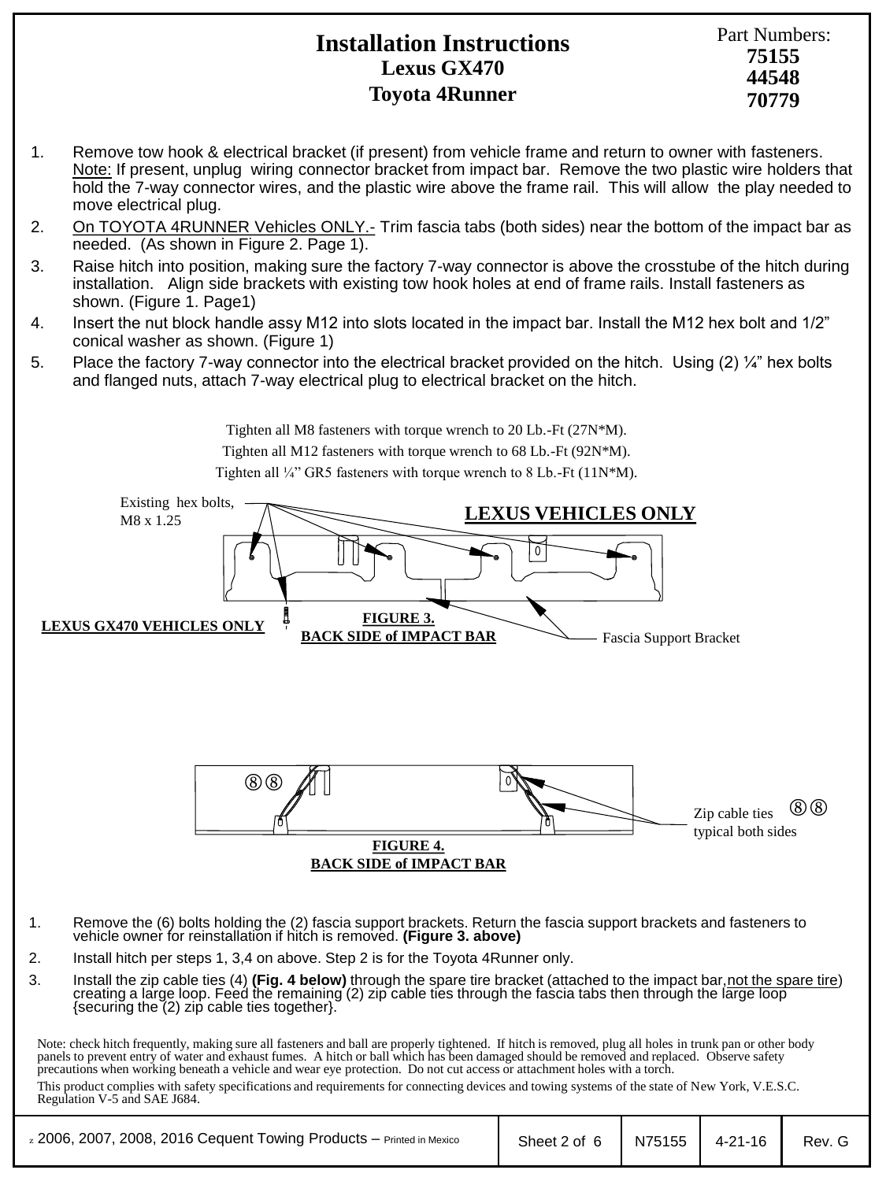# Installation Instructions

## Lexus GX470

## Toyota 4Runner

Part Numbers:
**75155**
**44548**
**70779**

1. Remove tow hook & electrical bracket (if present) from vehicle frame and return to owner with fasteners. Note: If present, unplug wiring connector bracket from impact bar. Remove the two plastic wire holders that hold the 7-way connector wires, and the plastic wire above the frame rail. This will allow the play needed to move electrical plug.
2. On TOYOTA 4RUNNER Vehicles ONLY.- Trim fascia tabs (both sides) near the bottom of the impact bar as needed. (As shown in Figure 2. Page 1).
3. Raise hitch into position, making sure the factory 7-way connector is above the crosstube of the hitch during installation. Align side brackets with existing tow hook holes at end of frame rails. Install fasteners as shown. (Figure 1. Page1)
4. Insert the nut block handle assy M12 into slots located in the impact bar. Install the M12 hex bolt and 1/2" conical washer as shown. (Figure 1)
5. Place the factory 7-way connector into the electrical bracket provided on the hitch. Using (2) ¼" hex bolts and flanged nuts, attach 7-way electrical plug to electrical bracket on the hitch.

Tighten all M8 fasteners with torque wrench to 20 Lb.-Ft (27N*M).
Tighten all M12 fasteners with torque wrench to 68 Lb.-Ft (92N*M).
Tighten all ¼" GR5 fasteners with torque wrench to 8 Lb.-Ft (11N*M).

**LEXUS VEHICLES ONLY**

Existing hex bolts, M8 x 1.25

Fascia Support Bracket

**LEXUS GX470 VEHICLES ONLY**

**FIGURE 3.**
**BACK SIDE of IMPACT BAR**

Zip cable ties ⑧⑧ typical both sides

**FIGURE 4.**
**BACK SIDE of IMPACT BAR**

1. Remove the (6) bolts holding the (2) fascia support brackets. Return the fascia support brackets and fasteners to vehicle owner for reinstallation if hitch is removed. **(Figure 3. above)**
2. Install hitch per steps 1, 3,4 on above. Step 2 is for the Toyota 4Runner only.
3. Install the zip cable ties (4) **(Fig. 4 below)** through the spare tire bracket (attached to the impact bar, not the spare tire) creating a large loop. Feed the remaining (2) zip cable ties through the fascia tabs then through the large loop {securing the (2) zip cable ties together}.

Note: check hitch frequently, making sure all fasteners and ball are properly tightened. If hitch is removed, plug all holes in trunk pan or other body panels to prevent entry of water and exhaust fumes. A hitch or ball which has been damaged should be removed and replaced. Observe safety precautions when working beneath a vehicle and wear eye protection. Do not cut access or attachment holes with a torch.

This product complies with safety specifications and requirements for connecting devices and towing systems of the state of New York, V.E.S.C. Regulation V-5 and SAE J684.

| © 2006, 2007, 2008, 2016 Cequent Towing Products – Printed in Mexico | Sheet 2 of 6 | N75155 | 4-21-16 | Rev. G |
|---|---|---|---|---|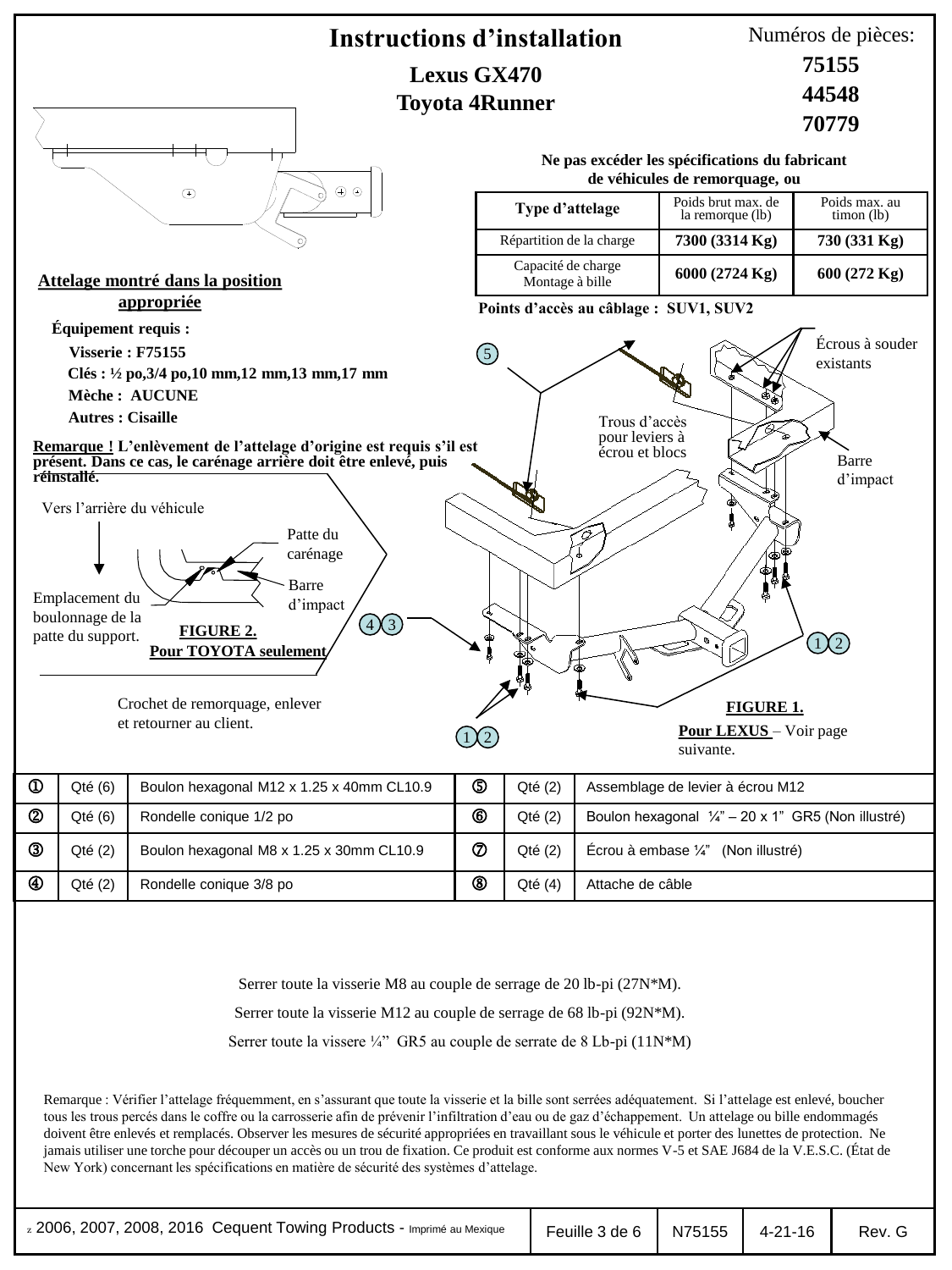# Instructions d'installation

## Lexus GX470
## Toyota 4Runner

Numéros de pièces:
**75155**
**44548**
**70779**

**Ne pas excéder les spécifications du fabricant de véhicules de remorquage, ou**

| Type d'attelage | Poids brut max. de la remorque (lb) | Poids max. au timon (lb) |
|---|---|---|
| Répartition de la charge | **7300 (3314 Kg)** | **730 (331 Kg)** |
| Capacité de charge Montage à bille | **6000 (2724 Kg)** | **600 (272 Kg)** |

**Points d'accès au câblage : SUV1, SUV2**

**Attelage montré dans la position appropriée**

**Équipement requis :**

- **Visserie : F75155**
- **Clés : ½ po,3/4 po,10 mm,12 mm,13 mm,17 mm**
- **Mèche : AUCUNE**
- **Autres : Cisaille**

**Remarque ! L'enlèvement de l'attelage d'origine est requis s'il est présent. Dans ce cas, le carénage arrière doit être enlevé, puis réinstallé.**

Vers l'arrière du véhicule

Patte du carénage

Barre d'impact

Emplacement du boulonnage de la patte du support.

**FIGURE 2.**
**Pour TOYOTA seulement**

Crochet de remorquage, enlever et retourner au client.

Écrous à souder existants

Trous d'accès pour leviers à écrou et blocs

Barre d'impact

**FIGURE 1.**
**Pour LEXUS** – Voir page suivante.

| | | | | | |
|---|---|---|---|---|---|
| ① | Qté (6) | Boulon hexagonal M12 x 1.25 x 40mm CL10.9 | ⑤ | Qté (2) | Assemblage de levier à écrou M12 |
| ② | Qté (6) | Rondelle conique 1/2 po | ⑥ | Qté (2) | Boulon hexagonal ¼" – 20 x 1" GR5 (Non illustré) |
| ③ | Qté (2) | Boulon hexagonal M8 x 1.25 x 30mm CL10.9 | ⑦ | Qté (2) | Écrou à embase ¼" (Non illustré) |
| ④ | Qté (2) | Rondelle conique 3/8 po | ⑧ | Qté (4) | Attache de câble |

Serrer toute la visserie M8 au couple de serrage de 20 lb-pi (27N*M).

Serrer toute la visserie M12 au couple de serrage de 68 lb-pi (92N*M).

Serrer toute la vissere ¼" GR5 au couple de serrate de 8 Lb-pi (11N*M)

Remarque : Vérifier l'attelage fréquemment, en s'assurant que toute la visserie et la bille sont serrées adéquatement. Si l'attelage est enlevé, boucher tous les trous percés dans le coffre ou la carrosserie afin de prévenir l'infiltration d'eau ou de gaz d'échappement. Un attelage ou bille endommagés doivent être enlevés et remplacés. Observer les mesures de sécurité appropriées en travaillant sous le véhicule et porter des lunettes de protection. Ne jamais utiliser une torche pour découper un accès ou un trou de fixation. Ce produit est conforme aux normes V-5 et SAE J684 de la V.E.S.C. (État de New York) concernant les spécifications en matière de sécurité des systèmes d'attelage.

| © 2006, 2007, 2008, 2016 Cequent Towing Products - Imprimé au Mexique | Feuille 3 de 6 | N75155 | 4-21-16 | Rev. G |
|---|---|---|---|---|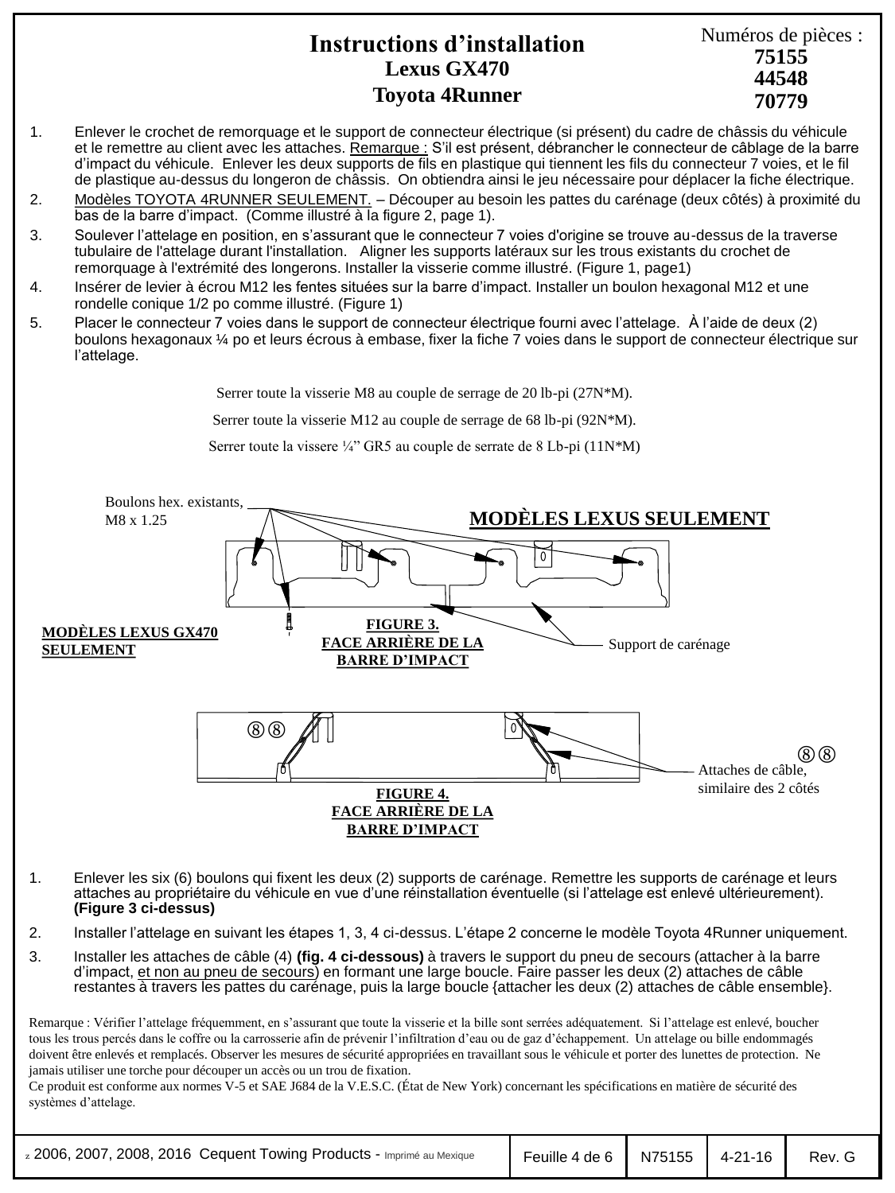# Instructions d'installation

## Lexus GX470

## Toyota 4Runner

Numéros de pièces :
**75155**
**44548**
**70779**

1. Enlever le crochet de remorquage et le support de connecteur électrique (si présent) du cadre de châssis du véhicule et le remettre au client avec les attaches. Remarque : S'il est présent, débrancher le connecteur de câblage de la barre d'impact du véhicule. Enlever les deux supports de fils en plastique qui tiennent les fils du connecteur 7 voies, et le fil de plastique au-dessus du longeron de châssis. On obtiendra ainsi le jeu nécessaire pour déplacer la fiche électrique.
2. Modèles TOYOTA 4RUNNER SEULEMENT. – Découper au besoin les pattes du carénage (deux côtés) à proximité du bas de la barre d'impact. (Comme illustré à la figure 2, page 1).
3. Soulever l'attelage en position, en s'assurant que le connecteur 7 voies d'origine se trouve au-dessus de la traverse tubulaire de l'attelage durant l'installation. Aligner les supports latéraux sur les trous existants du crochet de remorquage à l'extrémité des longerons. Installer la visserie comme illustré. (Figure 1, page1)
4. Insérer de levier à écrou M12 les fentes situées sur la barre d'impact. Installer un boulon hexagonal M12 et une rondelle conique 1/2 po comme illustré. (Figure 1)
5. Placer le connecteur 7 voies dans le support de connecteur électrique fourni avec l'attelage. À l'aide de deux (2) boulons hexagonaux ¼ po et leurs écrous à embase, fixer la fiche 7 voies dans le support de connecteur électrique sur l'attelage.

Serrer toute la visserie M8 au couple de serrage de 20 lb-pi (27N*M).

Serrer toute la visserie M12 au couple de serrage de 68 lb-pi (92N*M).

Serrer toute la vissere ¼" GR5 au couple de serrate de 8 Lb-pi (11N*M)

**MODÈLES LEXUS SEULEMENT**

Boulons hex. existants, M8 x 1.25

Support de carénage

**MODÈLES LEXUS GX470 SEULEMENT**

**FIGURE 3. FACE ARRIÈRE DE LA BARRE D'IMPACT**

Attaches de câble, similaire des 2 côtés

**FIGURE 4. FACE ARRIÈRE DE LA BARRE D'IMPACT**

1. Enlever les six (6) boulons qui fixent les deux (2) supports de carénage. Remettre les supports de carénage et leurs attaches au propriétaire du véhicule en vue d'une réinstallation éventuelle (si l'attelage est enlevé ultérieurement). **(Figure 3 ci-dessus)**
2. Installer l'attelage en suivant les étapes 1, 3, 4 ci-dessus. L'étape 2 concerne le modèle Toyota 4Runner uniquement.
3. Installer les attaches de câble (4) **(fig. 4 ci-dessous)** à travers le support du pneu de secours (attacher à la barre d'impact, et non au pneu de secours) en formant une large boucle. Faire passer les deux (2) attaches de câble restantes à travers les pattes du carénage, puis la large boucle {attacher les deux (2) attaches de câble ensemble}.

Remarque : Vérifier l'attelage fréquemment, en s'assurant que toute la visserie et la bille sont serrées adéquatement. Si l'attelage est enlevé, boucher tous les trous percés dans le coffre ou la carrosserie afin de prévenir l'infiltration d'eau ou de gaz d'échappement. Un attelage ou bille endommagés doivent être enlevés et remplacés. Observer les mesures de sécurité appropriées en travaillant sous le véhicule et porter des lunettes de protection. Ne jamais utiliser une torche pour découper un accès ou un trou de fixation.
Ce produit est conforme aux normes V-5 et SAE J684 de la V.E.S.C. (État de New York) concernant les spécifications en matière de sécurité des systèmes d'attelage.

| © 2006, 2007, 2008, 2016 Cequent Towing Products - Imprimé au Mexique | Feuille 4 de 6 | N75155 | 4-21-16 | Rev. G |
|---|---|---|---|---|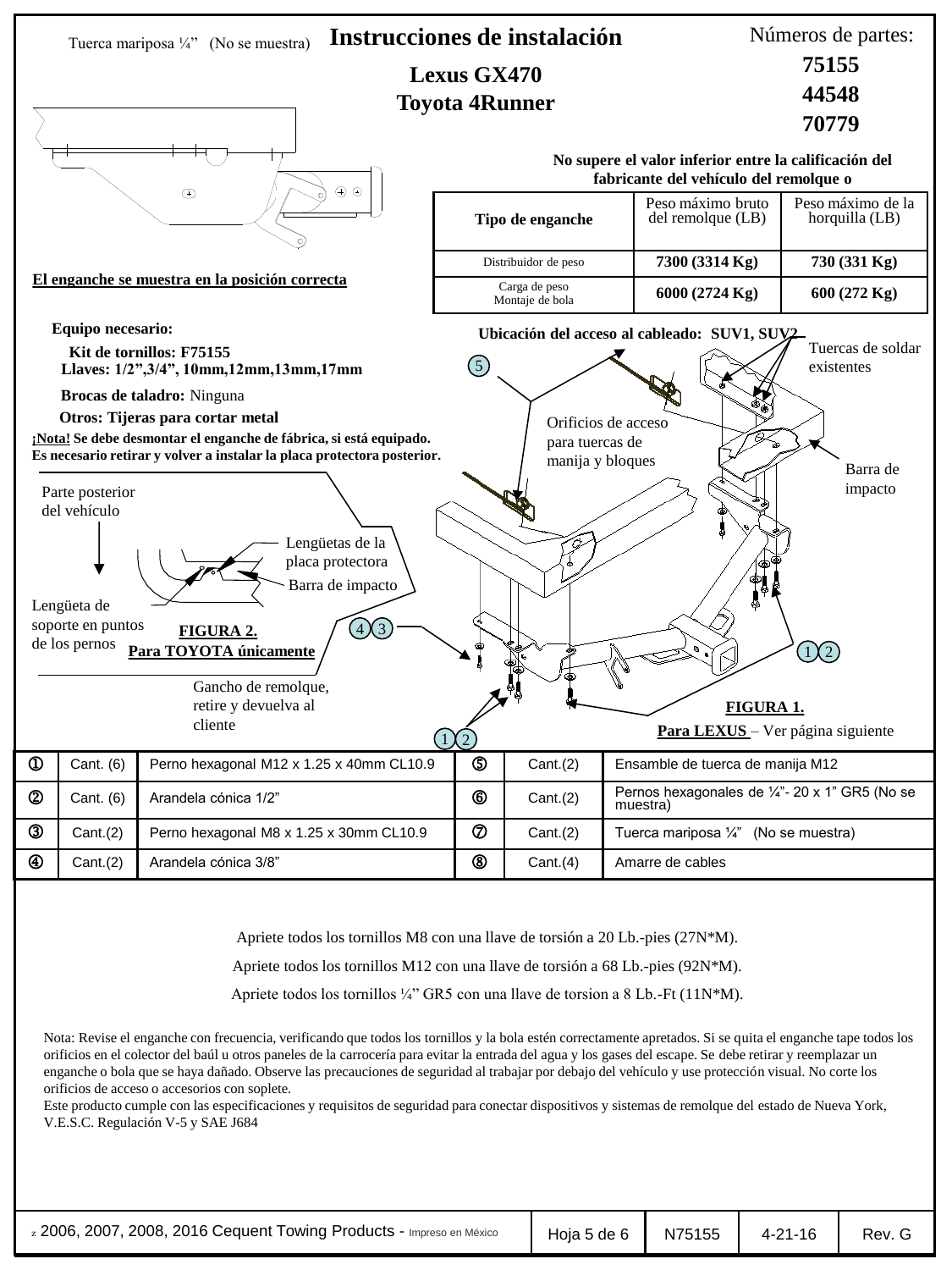# Instrucciones de instalación

**Lexus GX470**
**Toyota 4Runner**

Números de partes:
**75155**
**44548**
**70779**

Tuerca mariposa ¼" (No se muestra)

**El enganche se muestra en la posición correcta**

**No supere el valor inferior entre la calificación del fabricante del vehículo del remolque o**

| Tipo de enganche | Peso máximo bruto del remolque (LB) | Peso máximo de la horquilla (LB) |
|---|---|---|
| Distribuidor de peso | **7300 (3314 Kg)** | **730 (331 Kg)** |
| Carga de peso Montaje de bola | **6000 (2724 Kg)** | **600 (272 Kg)** |

**Equipo necesario:**

**Kit de tornillos: F75155**
**Llaves: 1/2",3/4", 10mm,12mm,13mm,17mm**
**Brocas de taladro:** Ninguna
**Otros: Tijeras para cortar metal**

**¡Nota! Se debe desmontar el enganche de fábrica, si está equipado. Es necesario retirar y volver a instalar la placa protectora posterior.**

**Ubicación del acceso al cableado: SUV1, SUV2**

Tuercas de soldar existentes

Orificios de acceso para tuercas de manija y bloques

Barra de impacto

Parte posterior del vehículo

Lengüetas de la placa protectora

Barra de impacto

Lengüeta de soporte en puntos de los pernos

**FIGURA 2.**
**Para TOYOTA únicamente**

Gancho de remolque, retire y devuelva al cliente

**FIGURA 1.**
**Para LEXUS** – Ver página siguiente

| # | Cant. | Descripción | # | Cant. | Descripción |
|---|---|---|---|---|---|
| ① | Cant. (6) | Perno hexagonal M12 x 1.25 x 40mm CL10.9 | ⑤ | Cant.(2) | Ensamble de tuerca de manija M12 |
| ② | Cant. (6) | Arandela cónica 1/2" | ⑥ | Cant.(2) | Pernos hexagonales de ¼"- 20 x 1" GR5 (No se muestra) |
| ③ | Cant.(2) | Perno hexagonal M8 x 1.25 x 30mm CL10.9 | ⑦ | Cant.(2) | Tuerca mariposa ¼" (No se muestra) |
| ④ | Cant.(2) | Arandela cónica 3/8" | ⑧ | Cant.(4) | Amarre de cables |

Apriete todos los tornillos M8 con una llave de torsión a 20 Lb.-pies (27N*M).

Apriete todos los tornillos M12 con una llave de torsión a 68 Lb.-pies (92N*M).

Apriete todos los tornillos ¼" GR5 con una llave de torsion a 8 Lb.-Ft (11N*M).

Nota: Revise el enganche con frecuencia, verificando que todos los tornillos y la bola estén correctamente apretados. Si se quita el enganche tape todos los orificios en el colector del baúl u otros paneles de la carrocería para evitar la entrada del agua y los gases del escape. Se debe retirar y reemplazar un enganche o bola que se haya dañado. Observe las precauciones de seguridad al trabajar por debajo del vehículo y use protección visual. No corte los orificios de acceso o accesorios con soplete.
Este producto cumple con las especificaciones y requisitos de seguridad para conectar dispositivos y sistemas de remolque del estado de Nueva York, V.E.S.C. Regulación V-5 y SAE J684

© 2006, 2007, 2008, 2016 Cequent Towing Products - Impreso en México | N75155 | 4-21-16 | Rev. G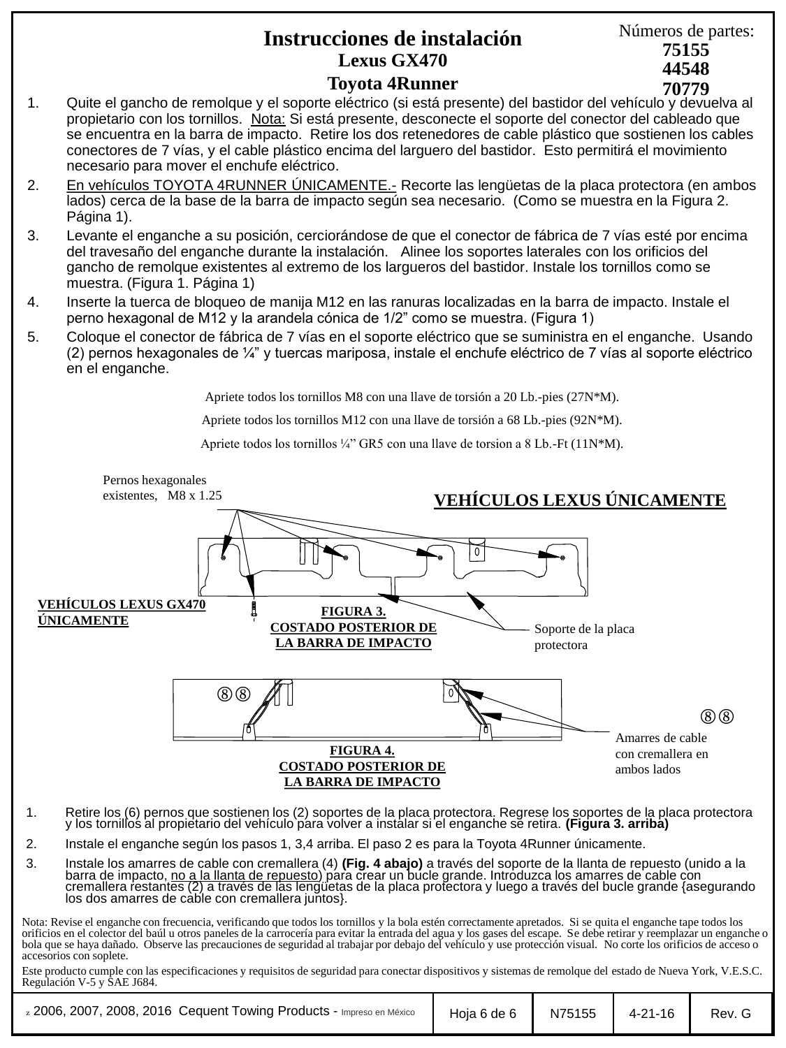# Instrucciones de instalación

**Lexus GX470**

**Toyota 4Runner**

Números de partes:
**75155**
**44548**
**70779**

1. Quite el gancho de remolque y el soporte eléctrico (si está presente) del bastidor del vehículo y devuelva al propietario con los tornillos. Nota: Si está presente, desconecte el soporte del conector del cableado que se encuentra en la barra de impacto. Retire los dos retenedores de cable plástico que sostienen los cables conectores de 7 vías, y el cable plástico encima del larguero del bastidor. Esto permitirá el movimiento necesario para mover el enchufe eléctrico.
2. En vehículos TOYOTA 4RUNNER ÚNICAMENTE.- Recorte las lengüetas de la placa protectora (en ambos lados) cerca de la base de la barra de impacto según sea necesario. (Como se muestra en la Figura 2. Página 1).
3. Levante el enganche a su posición, cerciorándose de que el conector de fábrica de 7 vías esté por encima del travesaño del enganche durante la instalación. Alinee los soportes laterales con los orificios del gancho de remolque existentes al extremo de los largueros del bastidor. Instale los tornillos como se muestra. (Figura 1. Página 1)
4. Inserte la tuerca de bloqueo de manija M12 en las ranuras localizadas en la barra de impacto. Instale el perno hexagonal de M12 y la arandela cónica de 1/2" como se muestra. (Figura 1)
5. Coloque el conector de fábrica de 7 vías en el soporte eléctrico que se suministra en el enganche. Usando (2) pernos hexagonales de ¼" y tuercas mariposa, instale el enchufe eléctrico de 7 vías al soporte eléctrico en el enganche.

Apriete todos los tornillos M8 con una llave de torsión a 20 Lb.-pies (27N*M).

Apriete todos los tornillos M12 con una llave de torsión a 68 Lb.-pies (92N*M).

Apriete todos los tornillos ¼" GR5 con una llave de torsion a 8 Lb.-Ft (11N*M).

Pernos hexagonales existentes, M8 x 1.25

**VEHÍCULOS LEXUS ÚNICAMENTE**

**VEHÍCULOS LEXUS GX470 ÚNICAMENTE**

**FIGURA 3. COSTADO POSTERIOR DE LA BARRA DE IMPACTO**

Soporte de la placa protectora

⑧⑧

⑧⑧

Amarres de cable con cremallera en ambos lados

**FIGURA 4. COSTADO POSTERIOR DE LA BARRA DE IMPACTO**

1. Retire los (6) pernos que sostienen los (2) soportes de la placa protectora. Regrese los soportes de la placa protectora y los tornillos al propietario del vehículo para volver a instalar si el enganche se retira. **(Figura 3. arriba)**
2. Instale el enganche según los pasos 1, 3,4 arriba. El paso 2 es para la Toyota 4Runner únicamente.
3. Instale los amarres de cable con cremallera (4) **(Fig. 4 abajo)** a través del soporte de la llanta de repuesto (unido a la barra de impacto, no a la llanta de repuesto) para crear un bucle grande. Introduzca los amarres de cable con cremallera restantes (2) a través de las lengüetas de la placa protectora y luego a través del bucle grande {asegurando los dos amarres de cable con cremallera juntos}.

Nota: Revise el enganche con frecuencia, verificando que todos los tornillos y la bola estén correctamente apretados. Si se quita el enganche tape todos los orificios en el colector del baúl u otros paneles de la carrocería para evitar la entrada del agua y los gases del escape. Se debe retirar y reemplazar un enganche o bola que se haya dañado. Observe las precauciones de seguridad al trabajar por debajo del vehículo y use protección visual. No corte los orificios de acceso o accesorios con soplete.

Este producto cumple con las especificaciones y requisitos de seguridad para conectar dispositivos y sistemas de remolque del estado de Nueva York, V.E.S.C. Regulación V-5 y SAE J684.

| | | | | |
|---|---|---|---|---|
| © 2006, 2007, 2008, 2016 Cequent Towing Products - Impreso en México | Hoja 6 de 6 | N75155 | 4-21-16 | Rev. G |